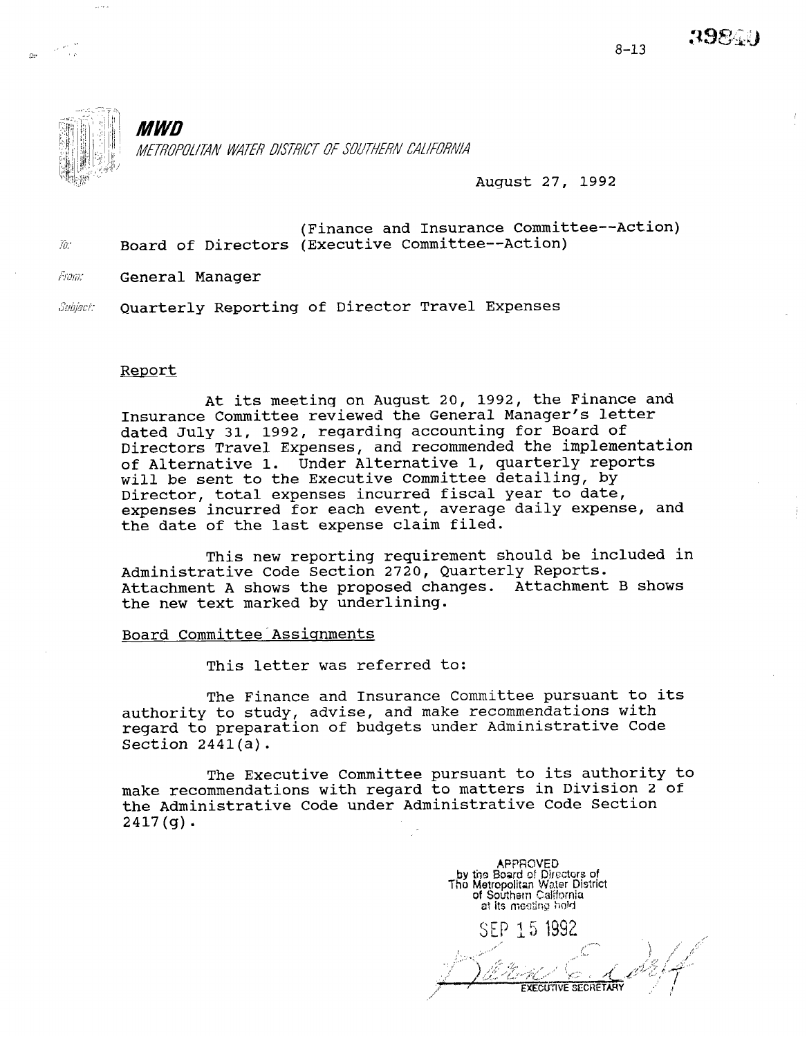8-13

**MWD**

*METROPOLITAN WATER DISTRICT OF SOUTHERN CALIFORNIA*

August 27, 1992

To: Board of Directors (Finance and Insurance Committee--Action) (Executive Committee--Action)

From: General Manager

Subject: Quarterly Reporting of Director Travel Expenses

## Report

At its meeting on August 20, 1992, the Finance and Insurance Committee reviewed the General Manager's letter dated July 31, 1992, regarding accounting for Board of Directors Travel Expenses, and recommended the implementation of Alternative 1. Under Alternative 1, quarterly reports will be sent to the Executive Committee detailing, by Director, total expenses incurred fiscal year to date, expenses incurred for each event, average daily expense, and the date of the last expense claim filed.

This new reporting requirement should be included in Administrative Code Section 2720, Quarterly Reports. Attachment A shows the proposed changes. Attachment B shows the new text marked by underlining.

## Board Committee Assignments

This letter was referred to:

The Finance and Insurance Committee pursuant to its authority to study, advise, and make recommendations with regard to preparation of budgets under Administrative Code Section 2441(a).

The Executive Committee pursuant to its authority to make recommendations with regard to matters in Division 2 of the Administrative Code under Administrative Code Section 2417(g).

APPROVED by the Board of Directors of The Metropolitan Water District of Southern California at its meeting held

SEP 15 1992

EXECUTIVE SECRETARY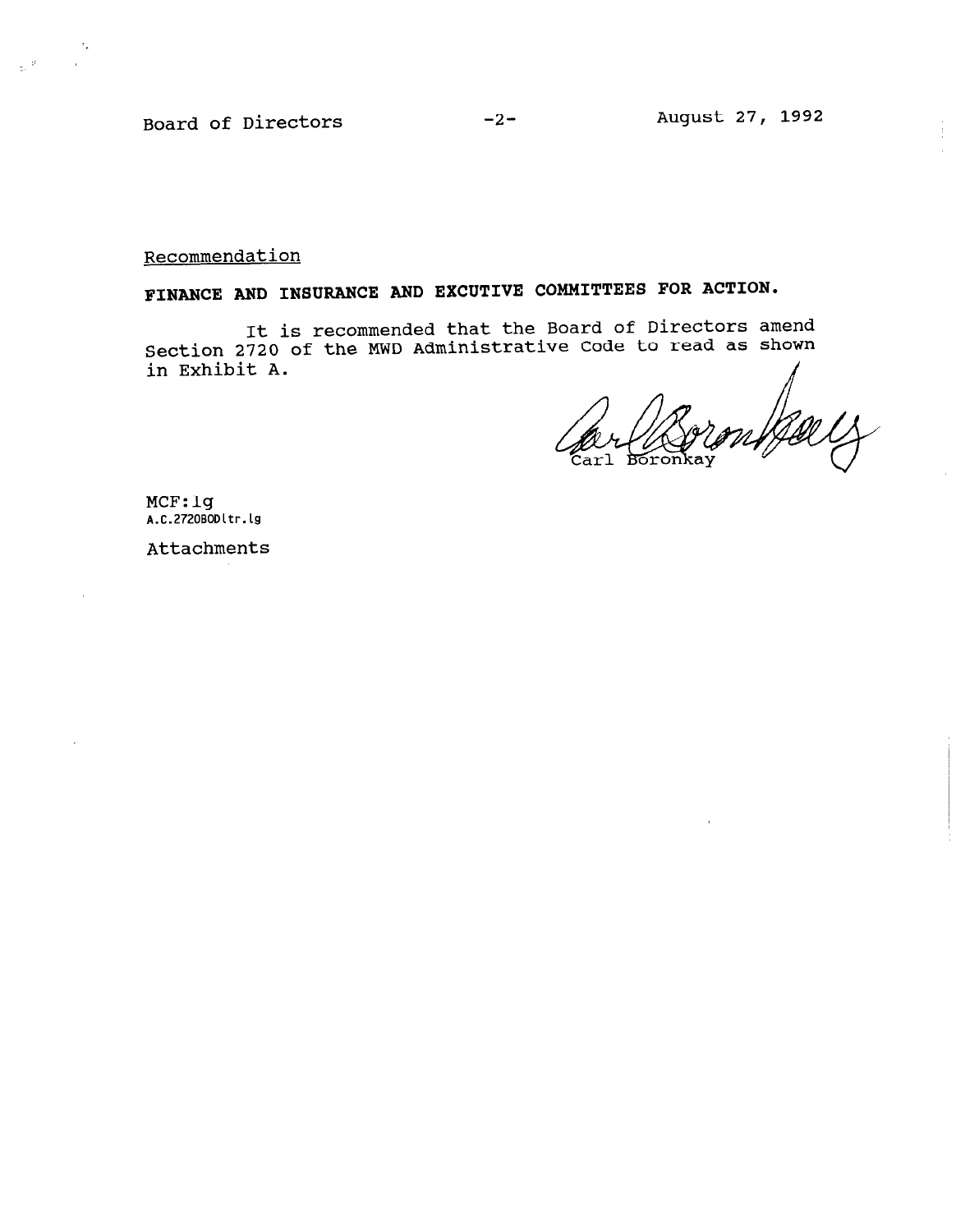Recommendation

**FINANCE AND INSURANCE AND EXCUTIVE COMMITTEES FOR ACTION.**

It is recommended that the Board of Directors amend Section 2720 of the MWD Administrative Code to read as shown in Exhibit A.

Carl Boronkay

MCF:lg
A.C.2720BODltr.lg

Attachments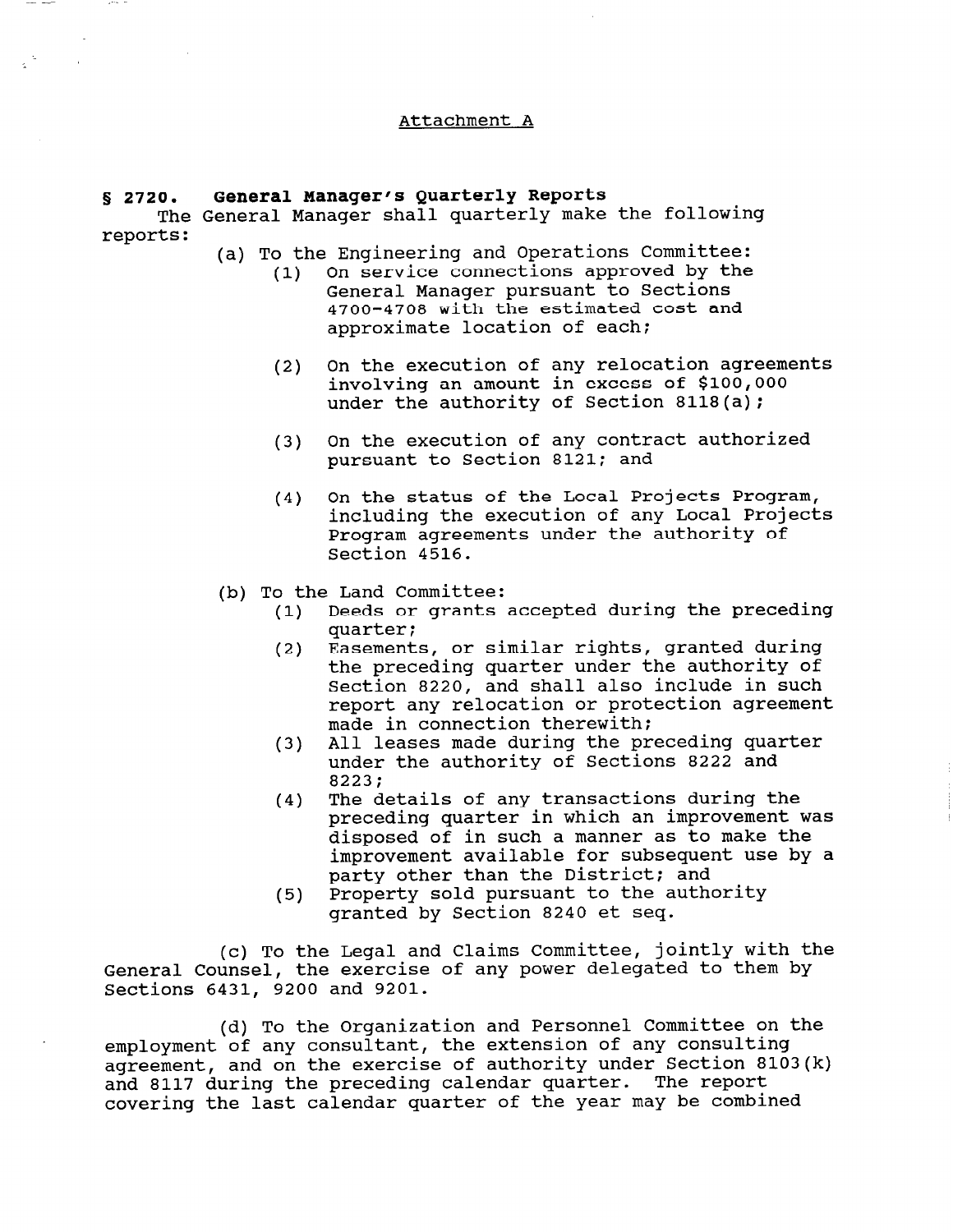Attachment A

**§ 2720. General Manager's Quarterly Reports**

The General Manager shall quarterly make the following reports:

(a) To the Engineering and Operations Committee:

(1) On service connections approved by the General Manager pursuant to Sections 4700-4708 with the estimated cost and approximate location of each;

(2) On the execution of any relocation agreements involving an amount in excess of $100,000 under the authority of Section 8118(a);

(3) On the execution of any contract authorized pursuant to Section 8121; and

(4) On the status of the Local Projects Program, including the execution of any Local Projects Program agreements under the authority of Section 4516.

(b) To the Land Committee:

(1) Deeds or grants accepted during the preceding quarter;

(2) Easements, or similar rights, granted during the preceding quarter under the authority of Section 8220, and shall also include in such report any relocation or protection agreement made in connection therewith;

(3) All leases made during the preceding quarter under the authority of Sections 8222 and 8223;

(4) The details of any transactions during the preceding quarter in which an improvement was disposed of in such a manner as to make the improvement available for subsequent use by a party other than the District; and

(5) Property sold pursuant to the authority granted by Section 8240 et seq.

(c) To the Legal and Claims Committee, jointly with the General Counsel, the exercise of any power delegated to them by Sections 6431, 9200 and 9201.

(d) To the Organization and Personnel Committee on the employment of any consultant, the extension of any consulting agreement, and on the exercise of authority under Section 8103(k) and 8117 during the preceding calendar quarter. The report covering the last calendar quarter of the year may be combined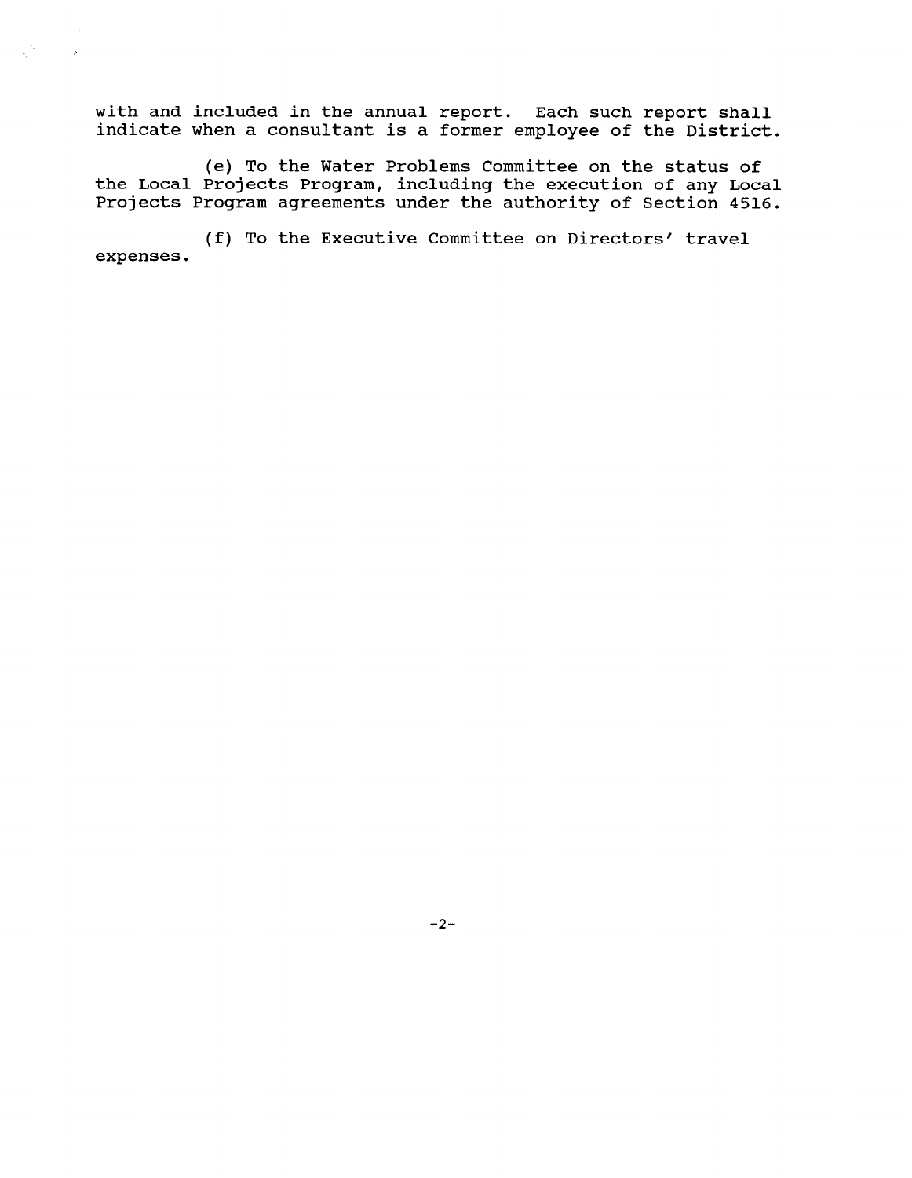with and included in the annual report. Each such report shall indicate when a consultant is a former employee of the District.

(e) To the Water Problems Committee on the status of the Local Projects Program, including the execution of any Local Projects Program agreements under the authority of Section 4516.

(f) To the Executive Committee on Directors' travel expenses.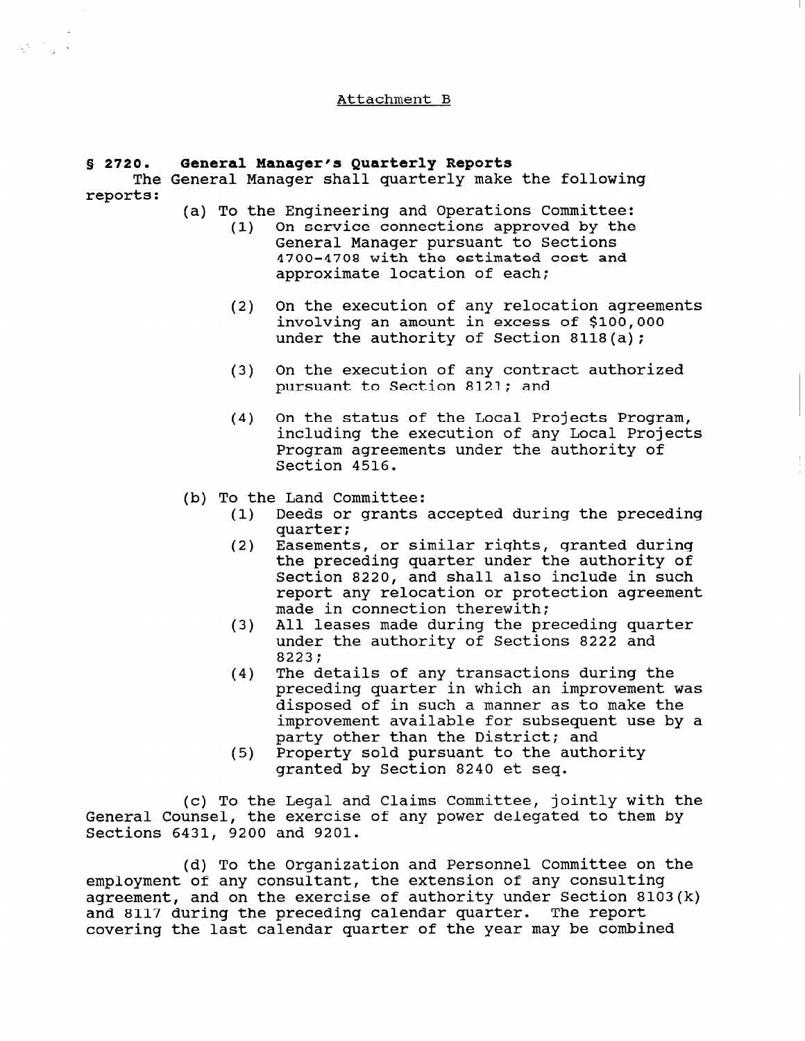Attachment B

**§ 2720. General Manager's Quarterly Reports**

The General Manager shall quarterly make the following reports:

(a) To the Engineering and Operations Committee:

(1) On service connections approved by the General Manager pursuant to Sections 4700-4708 with the estimated cost and approximate location of each;

(2) On the execution of any relocation agreements involving an amount in excess of $100,000 under the authority of Section 8118(a);

(3) On the execution of any contract authorized pursuant to Section 8121; and

(4) On the status of the Local Projects Program, including the execution of any Local Projects Program agreements under the authority of Section 4516.

(b) To the Land Committee:

(1) Deeds or grants accepted during the preceding quarter;

(2) Easements, or similar rights, granted during the preceding quarter under the authority of Section 8220, and shall also include in such report any relocation or protection agreement made in connection therewith;

(3) All leases made during the preceding quarter under the authority of Sections 8222 and 8223;

(4) The details of any transactions during the preceding quarter in which an improvement was disposed of in such a manner as to make the improvement available for subsequent use by a party other than the District; and

(5) Property sold pursuant to the authority granted by Section 8240 et seq.

(c) To the Legal and Claims Committee, jointly with the General Counsel, the exercise of any power delegated to them by Sections 6431, 9200 and 9201.

(d) To the Organization and Personnel Committee on the employment of any consultant, the extension of any consulting agreement, and on the exercise of authority under Section 8103(k) and 8117 during the preceding calendar quarter. The report covering the last calendar quarter of the year may be combined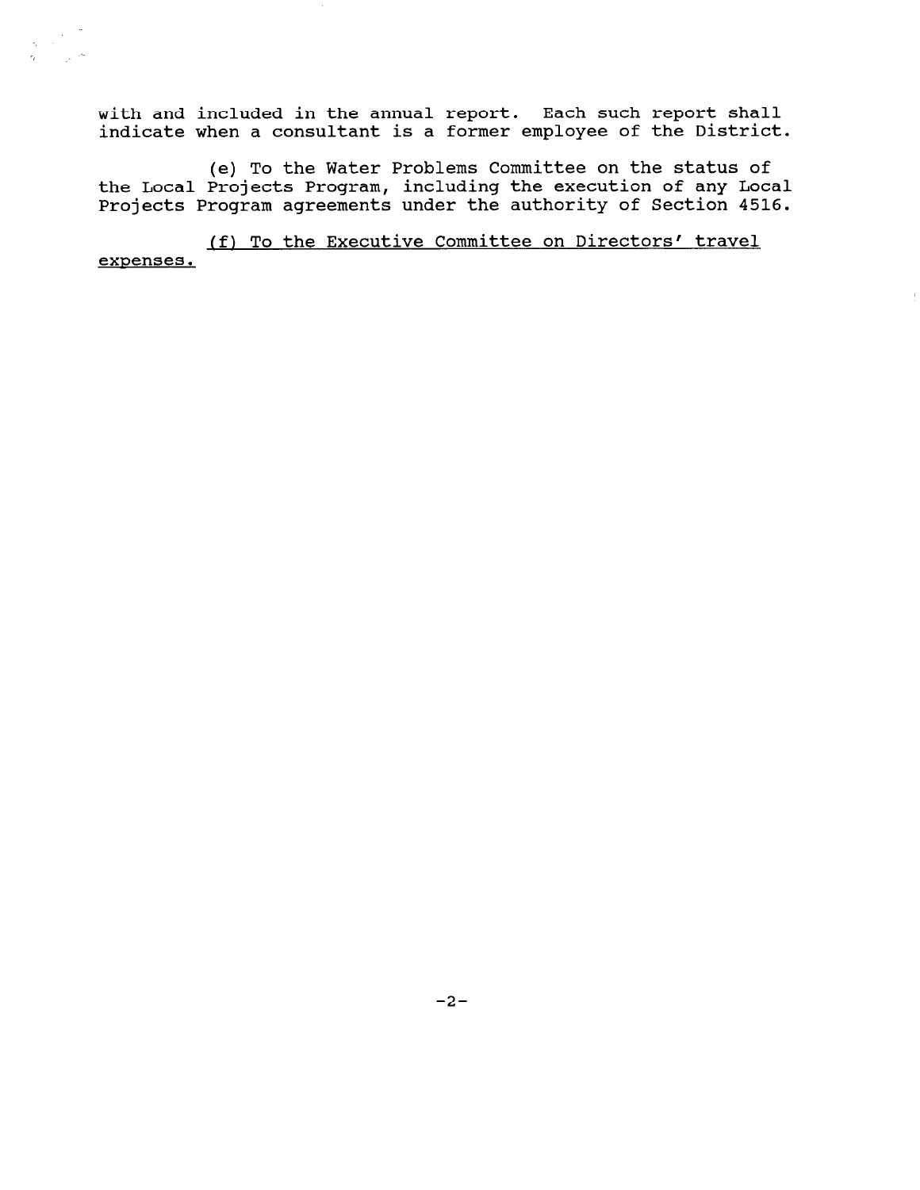with and included in the annual report. Each such report shall indicate when a consultant is a former employee of the District.

(e) To the Water Problems Committee on the status of the Local Projects Program, including the execution of any Local Projects Program agreements under the authority of Section 4516.

<u>(f) To the Executive Committee on Directors' travel expenses.</u>